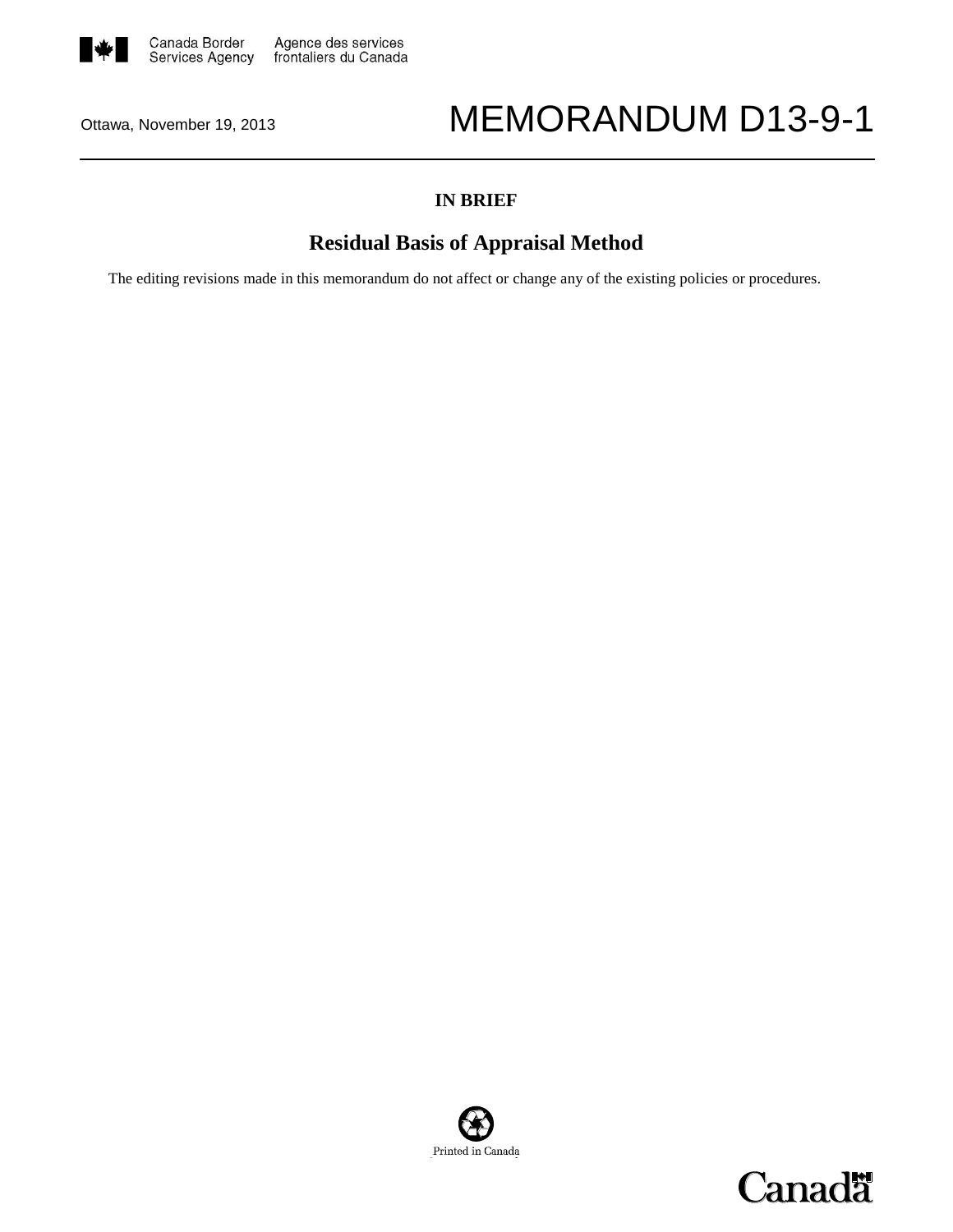Canada Border Services Agency | Agence des services frontaliers du Canada

Ottawa, November 19, 2013

# MEMORANDUM D13-9-1

**IN BRIEF**

## Residual Basis of Appraisal Method

The editing revisions made in this memorandum do not affect or change any of the existing policies or procedures.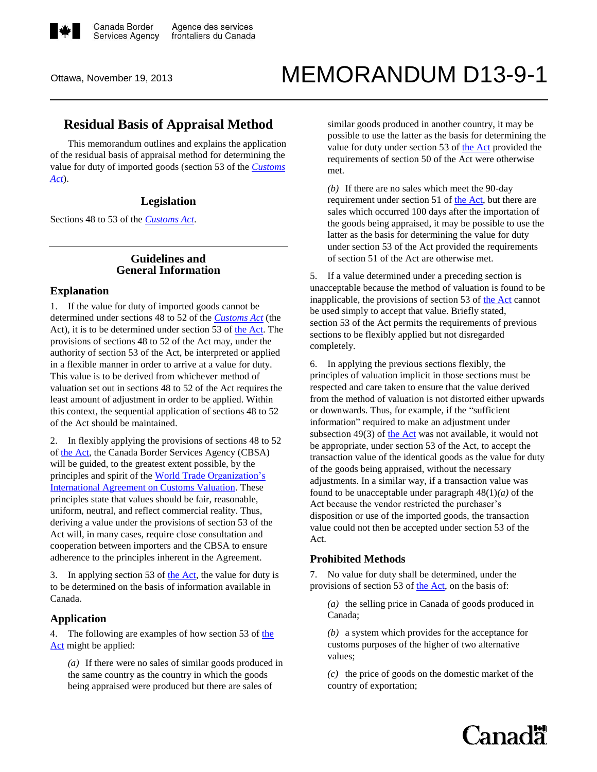# MEMORANDUM D13-9-1

Ottawa, November 19, 2013

## Residual Basis of Appraisal Method

This memorandum outlines and explains the application of the residual basis of appraisal method for determining the value for duty of imported goods (section 53 of the *Customs Act*).

### Legislation

Sections 48 to 53 of the *Customs Act*.

## Guidelines and General Information

### Explanation

1. If the value for duty of imported goods cannot be determined under sections 48 to 52 of the *Customs Act* (the Act), it is to be determined under section 53 of the Act. The provisions of sections 48 to 52 of the Act may, under the authority of section 53 of the Act, be interpreted or applied in a flexible manner in order to arrive at a value for duty. This value is to be derived from whichever method of valuation set out in sections 48 to 52 of the Act requires the least amount of adjustment in order to be applied. Within this context, the sequential application of sections 48 to 52 of the Act should be maintained.

2. In flexibly applying the provisions of sections 48 to 52 of the Act, the Canada Border Services Agency (CBSA) will be guided, to the greatest extent possible, by the principles and spirit of the World Trade Organization's International Agreement on Customs Valuation. These principles state that values should be fair, reasonable, uniform, neutral, and reflect commercial reality. Thus, deriving a value under the provisions of section 53 of the Act will, in many cases, require close consultation and cooperation between importers and the CBSA to ensure adherence to the principles inherent in the Agreement.

3. In applying section 53 of the Act, the value for duty is to be determined on the basis of information available in Canada.

### Application

4. The following are examples of how section 53 of the Act might be applied:

*(a)* If there were no sales of similar goods produced in the same country as the country in which the goods being appraised were produced but there are sales of similar goods produced in another country, it may be possible to use the latter as the basis for determining the value for duty under section 53 of the Act provided the requirements of section 50 of the Act were otherwise met.

*(b)* If there are no sales which meet the 90-day requirement under section 51 of the Act, but there are sales which occurred 100 days after the importation of the goods being appraised, it may be possible to use the latter as the basis for determining the value for duty under section 53 of the Act provided the requirements of section 51 of the Act are otherwise met.

5. If a value determined under a preceding section is unacceptable because the method of valuation is found to be inapplicable, the provisions of section 53 of the Act cannot be used simply to accept that value. Briefly stated, section 53 of the Act permits the requirements of previous sections to be flexibly applied but not disregarded completely.

6. In applying the previous sections flexibly, the principles of valuation implicit in those sections must be respected and care taken to ensure that the value derived from the method of valuation is not distorted either upwards or downwards. Thus, for example, if the "sufficient information" required to make an adjustment under subsection 49(3) of the Act was not available, it would not be appropriate, under section 53 of the Act, to accept the transaction value of the identical goods as the value for duty of the goods being appraised, without the necessary adjustments. In a similar way, if a transaction value was found to be unacceptable under paragraph 48(1)*(a)* of the Act because the vendor restricted the purchaser's disposition or use of the imported goods, the transaction value could not then be accepted under section 53 of the Act.

### Prohibited Methods

7. No value for duty shall be determined, under the provisions of section 53 of the Act, on the basis of:

*(a)* the selling price in Canada of goods produced in Canada;

*(b)* a system which provides for the acceptance for customs purposes of the higher of two alternative values;

*(c)* the price of goods on the domestic market of the country of exportation;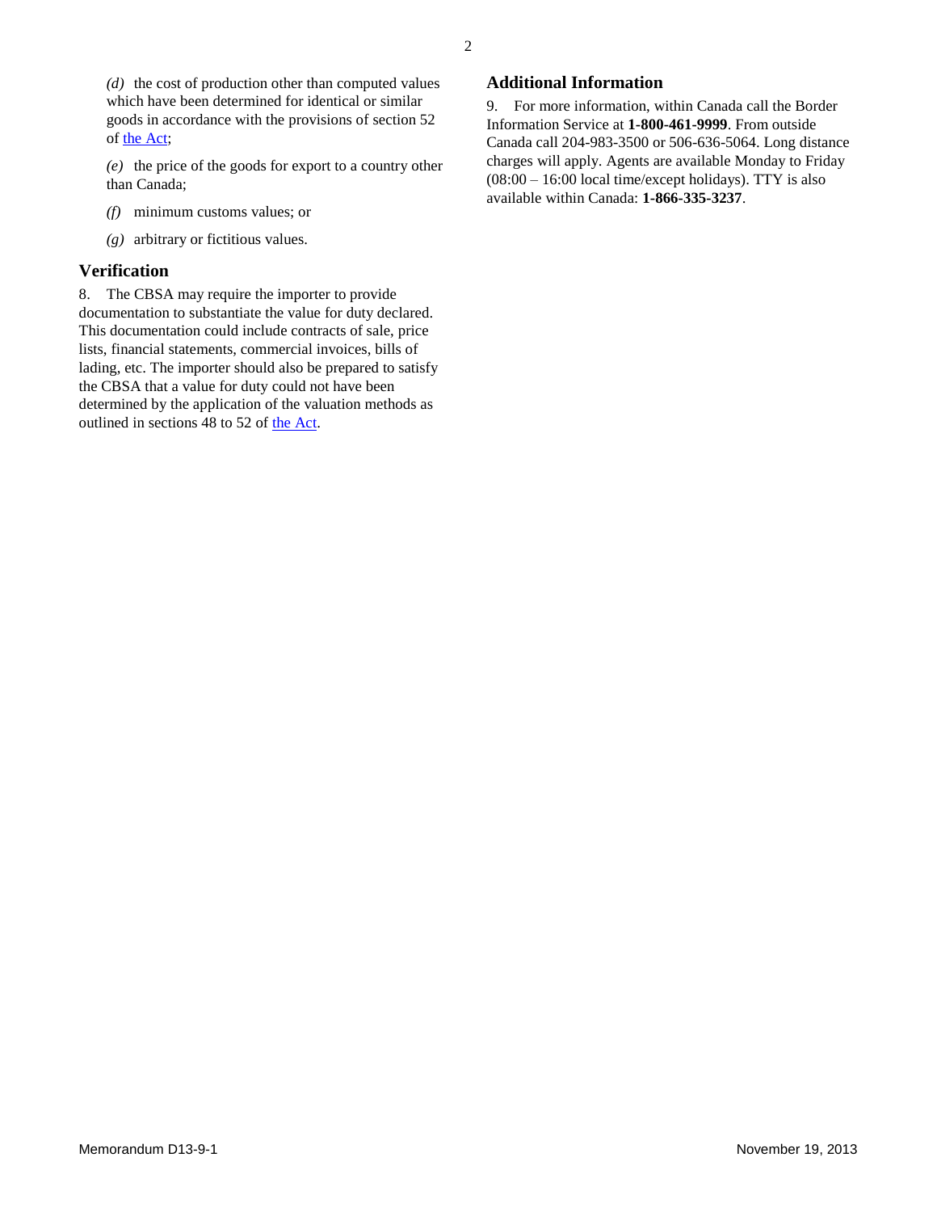*(d)* the cost of production other than computed values which have been determined for identical or similar goods in accordance with the provisions of section 52 of the Act;

*(e)* the price of the goods for export to a country other than Canada;

*(f)* minimum customs values; or

*(g)* arbitrary or fictitious values.

## Verification

8. The CBSA may require the importer to provide documentation to substantiate the value for duty declared. This documentation could include contracts of sale, price lists, financial statements, commercial invoices, bills of lading, etc. The importer should also be prepared to satisfy the CBSA that a value for duty could not have been determined by the application of the valuation methods as outlined in sections 48 to 52 of the Act.

## Additional Information

9. For more information, within Canada call the Border Information Service at **1-800-461-9999**. From outside Canada call 204-983-3500 or 506-636-5064. Long distance charges will apply. Agents are available Monday to Friday (08:00 – 16:00 local time/except holidays). TTY is also available within Canada: **1-866-335-3237**.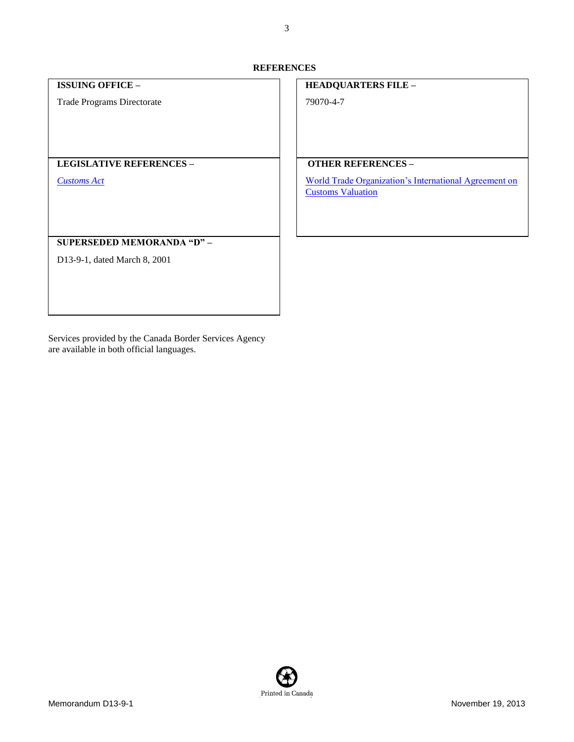## REFERENCES

**ISSUING OFFICE –**

Trade Programs Directorate

**HEADQUARTERS FILE –**

79070-4-7

**LEGISLATIVE REFERENCES –**

*Customs Act*

**OTHER REFERENCES –**

World Trade Organization's International Agreement on Customs Valuation

**SUPERSEDED MEMORANDA "D" –**

D13-9-1, dated March 8, 2001

Services provided by the Canada Border Services Agency are available in both official languages.

Printed in Canada